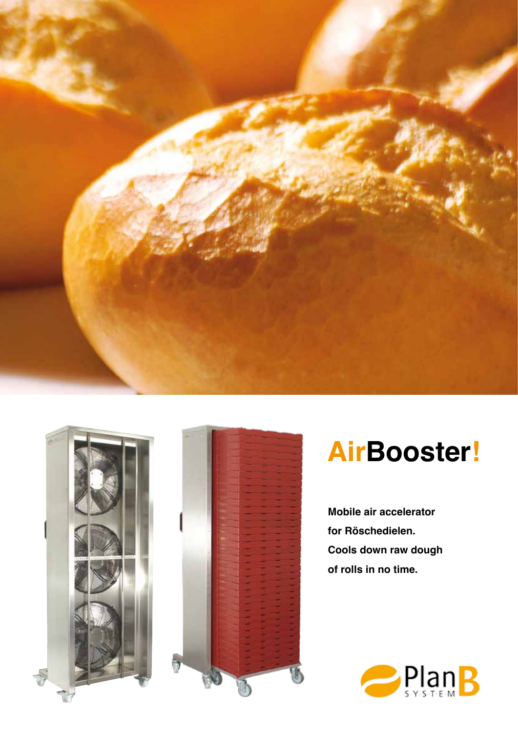# AirBooster!

**Mobile air accelerator for Röschedielen. Cools down raw dough of rolls in no time.**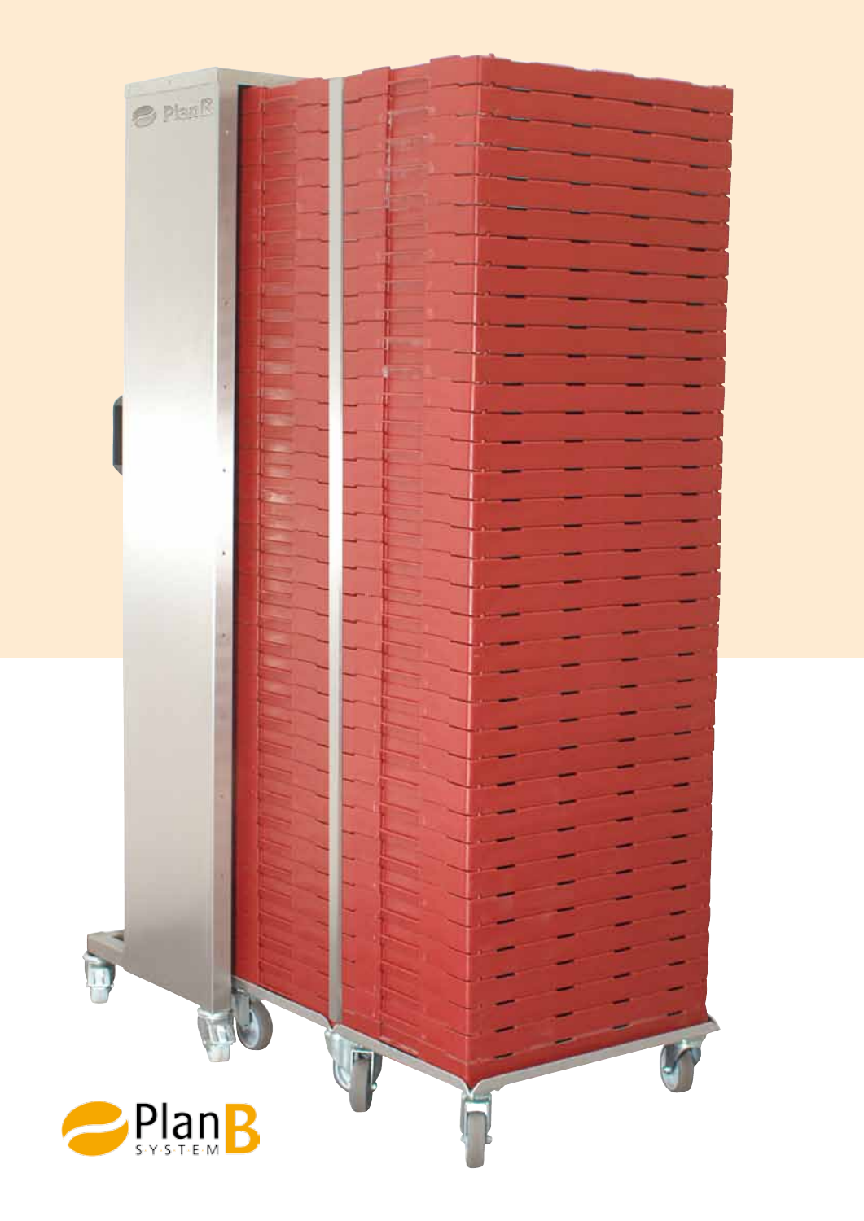PlanB
SYSTEM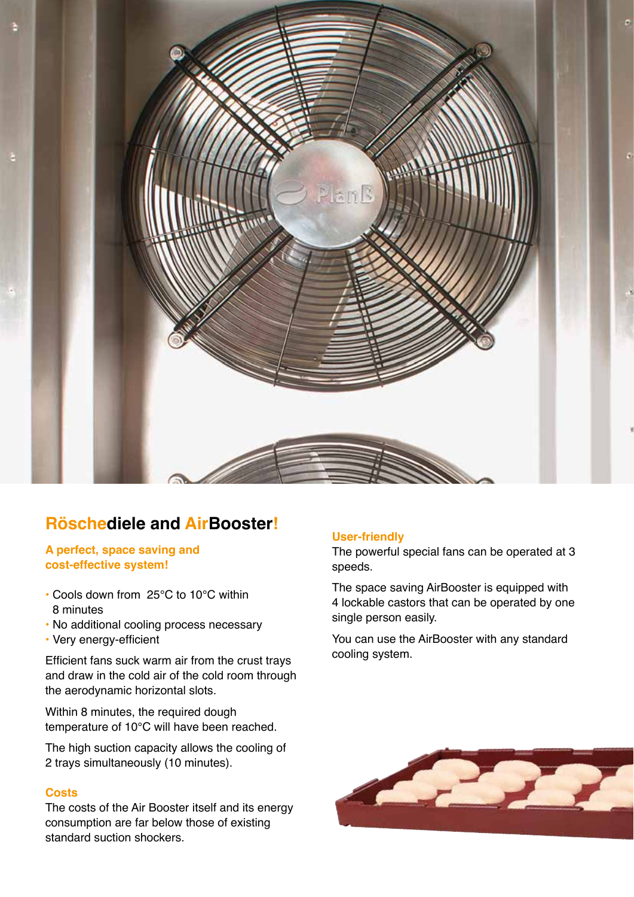## Röschediele and AirBooster!

### A perfect, space saving and cost-effective system!

- Cools down from 25°C to 10°C within 8 minutes
- No additional cooling process necessary
- Very energy-efficient

Efficient fans suck warm air from the crust trays and draw in the cold air of the cold room through the aerodynamic horizontal slots.

Within 8 minutes, the required dough temperature of 10°C will have been reached.

The high suction capacity allows the cooling of 2 trays simultaneously (10 minutes).

### Costs

The costs of the Air Booster itself and its energy consumption are far below those of existing standard suction shockers.

### User-friendly

The powerful special fans can be operated at 3 speeds.

The space saving AirBooster is equipped with 4 lockable castors that can be operated by one single person easily.

You can use the AirBooster with any standard cooling system.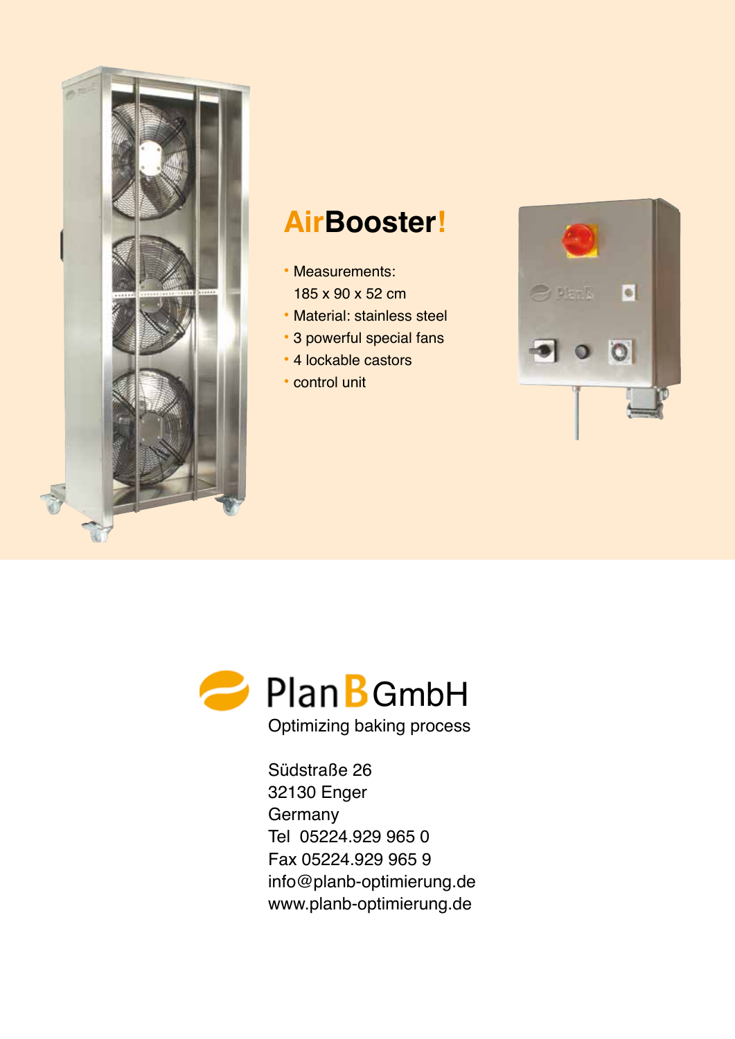# AirBooster!

- Measurements: 185 x 90 x 52 cm
- Material: stainless steel
- 3 powerful special fans
- 4 lockable castors
- control unit

PlanB GmbH

Optimizing baking process

Südstraße 26
32130 Enger
Germany
Tel 05224.929 965 0
Fax 05224.929 965 9
info@planb-optimierung.de
www.planb-optimierung.de